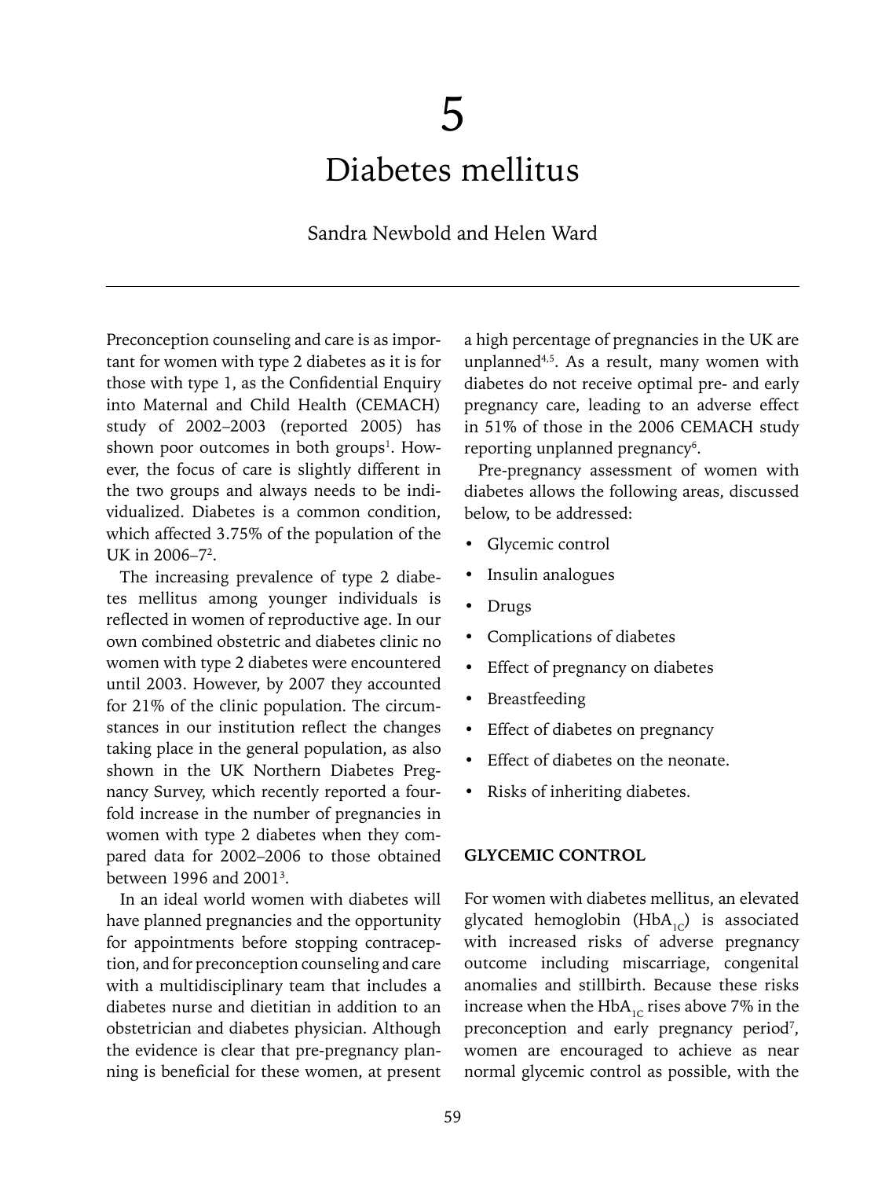# 5

# Diabetes mellitus

Sandra Newbold and Helen Ward

---

Preconception counseling and care is as important for women with type 2 diabetes as it is for those with type 1, as the Confidential Enquiry into Maternal and Child Health (CEMACH) study of 2002–2003 (reported 2005) has shown poor outcomes in both groups[1]. However, the focus of care is slightly different in the two groups and always needs to be individualized. Diabetes is a common condition, which affected 3.75% of the population of the UK in 2006–7[2].

The increasing prevalence of type 2 diabetes mellitus among younger individuals is reflected in women of reproductive age. In our own combined obstetric and diabetes clinic no women with type 2 diabetes were encountered until 2003. However, by 2007 they accounted for 21% of the clinic population. The circumstances in our institution reflect the changes taking place in the general population, as also shown in the UK Northern Diabetes Pregnancy Survey, which recently reported a fourfold increase in the number of pregnancies in women with type 2 diabetes when they compared data for 2002–2006 to those obtained between 1996 and 2001[3].

In an ideal world women with diabetes will have planned pregnancies and the opportunity for appointments before stopping contraception, and for preconception counseling and care with a multidisciplinary team that includes a diabetes nurse and dietitian in addition to an obstetrician and diabetes physician. Although the evidence is clear that pre-pregnancy planning is beneficial for these women, at present a high percentage of pregnancies in the UK are unplanned[4,5]. As a result, many women with diabetes do not receive optimal pre- and early pregnancy care, leading to an adverse effect in 51% of those in the 2006 CEMACH study reporting unplanned pregnancy[6].

Pre-pregnancy assessment of women with diabetes allows the following areas, discussed below, to be addressed:

- Glycemic control
- Insulin analogues
- Drugs
- Complications of diabetes
- Effect of pregnancy on diabetes
- Breastfeeding
- Effect of diabetes on pregnancy
- Effect of diabetes on the neonate.
- Risks of inheriting diabetes.

## GLYCEMIC CONTROL

For women with diabetes mellitus, an elevated glycated hemoglobin ($HbA_{1C}$) is associated with increased risks of adverse pregnancy outcome including miscarriage, congenital anomalies and stillbirth. Because these risks increase when the $HbA_{1C}$ rises above 7% in the preconception and early pregnancy period[7], women are encouraged to achieve as near normal glycemic control as possible, with the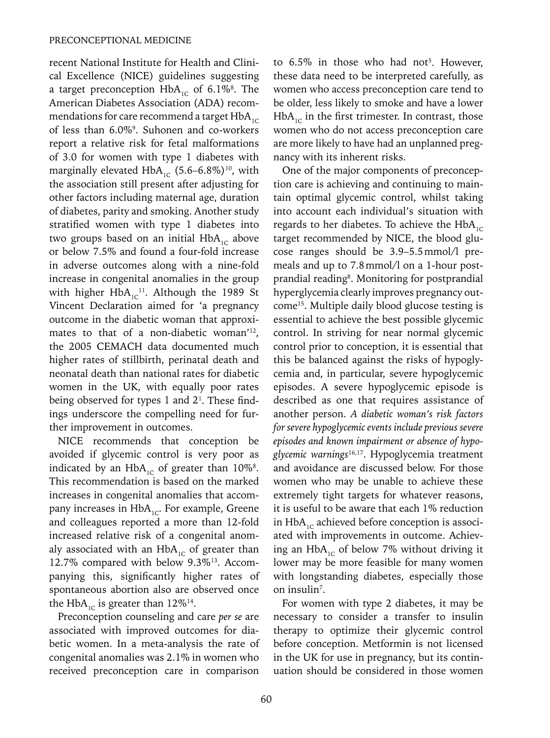recent National Institute for Health and Clinical Excellence (NICE) guidelines suggesting a target preconception $HbA_{1C}$ of 6.1%[8]. The American Diabetes Association (ADA) recommendations for care recommend a target $HbA_{1C}$ of less than 6.0%[9]. Suhonen and co-workers report a relative risk for fetal malformations of 3.0 for women with type 1 diabetes with marginally elevated $HbA_{1C}$ (5.6–6.8%)[10], with the association still present after adjusting for other factors including maternal age, duration of diabetes, parity and smoking. Another study stratified women with type 1 diabetes into two groups based on an initial $HbA_{1C}$ above or below 7.5% and found a four-fold increase in adverse outcomes along with a nine-fold increase in congenital anomalies in the group with higher $HbA_{1C}$[11]. Although the 1989 St Vincent Declaration aimed for 'a pregnancy outcome in the diabetic woman that approximates to that of a non-diabetic woman'[12], the 2005 CEMACH data documented much higher rates of stillbirth, perinatal death and neonatal death than national rates for diabetic women in the UK, with equally poor rates being observed for types 1 and 2[1]. These findings underscore the compelling need for further improvement in outcomes.

NICE recommends that conception be avoided if glycemic control is very poor as indicated by an $HbA_{1C}$ of greater than 10%[8]. This recommendation is based on the marked increases in congenital anomalies that accompany increases in $HbA_{1C}$. For example, Greene and colleagues reported a more than 12-fold increased relative risk of a congenital anomaly associated with an $HbA_{1C}$ of greater than 12.7% compared with below 9.3%[13]. Accompanying this, significantly higher rates of spontaneous abortion also are observed once the $HbA_{1C}$ is greater than 12%[14].

Preconception counseling and care *per se* are associated with improved outcomes for diabetic women. In a meta-analysis the rate of congenital anomalies was 2.1% in women who received preconception care in comparison to 6.5% in those who had not[5]. However, these data need to be interpreted carefully, as women who access preconception care tend to be older, less likely to smoke and have a lower $HbA_{1C}$ in the first trimester. In contrast, those women who do not access preconception care are more likely to have had an unplanned pregnancy with its inherent risks.

One of the major components of preconception care is achieving and continuing to maintain optimal glycemic control, whilst taking into account each individual's situation with regards to her diabetes. To achieve the $HbA_{1C}$ target recommended by NICE, the blood glucose ranges should be 3.9–5.5 mmol/l pre-meals and up to 7.8 mmol/l on a 1-hour postprandial reading[8]. Monitoring for postprandial hyperglycemia clearly improves pregnancy outcome[15]. Multiple daily blood glucose testing is essential to achieve the best possible glycemic control. In striving for near normal glycemic control prior to conception, it is essential that this be balanced against the risks of hypoglycemia and, in particular, severe hypoglycemic episodes. A severe hypoglycemic episode is described as one that requires assistance of another person. *A diabetic woman's risk factors for severe hypoglycemic events include previous severe episodes and known impairment or absence of hypoglycemic warnings*[16,17]. Hypoglycemia treatment and avoidance are discussed below. For those women who may be unable to achieve these extremely tight targets for whatever reasons, it is useful to be aware that each 1% reduction in $HbA_{1C}$ achieved before conception is associated with improvements in outcome. Achieving an $HbA_{1C}$ of below 7% without driving it lower may be more feasible for many women with longstanding diabetes, especially those on insulin[7].

For women with type 2 diabetes, it may be necessary to consider a transfer to insulin therapy to optimize their glycemic control before conception. Metformin is not licensed in the UK for use in pregnancy, but its continuation should be considered in those women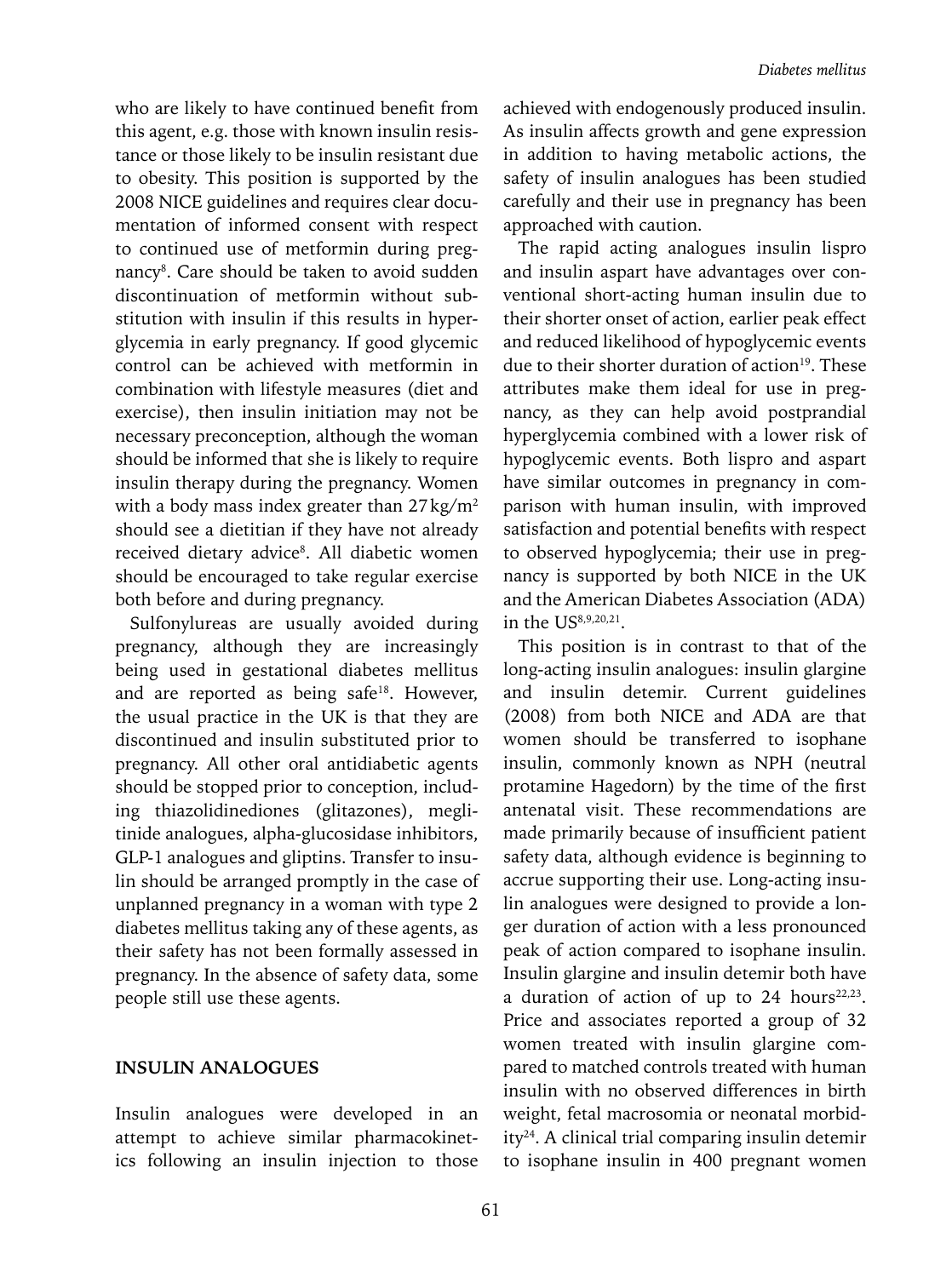who are likely to have continued benefit from this agent, e.g. those with known insulin resistance or those likely to be insulin resistant due to obesity. This position is supported by the 2008 NICE guidelines and requires clear documentation of informed consent with respect to continued use of metformin during pregnancy[8]. Care should be taken to avoid sudden discontinuation of metformin without substitution with insulin if this results in hyperglycemia in early pregnancy. If good glycemic control can be achieved with metformin in combination with lifestyle measures (diet and exercise), then insulin initiation may not be necessary preconception, although the woman should be informed that she is likely to require insulin therapy during the pregnancy. Women with a body mass index greater than 27 kg/m$^2$ should see a dietitian if they have not already received dietary advice[8]. All diabetic women should be encouraged to take regular exercise both before and during pregnancy.

Sulfonylureas are usually avoided during pregnancy, although they are increasingly being used in gestational diabetes mellitus and are reported as being safe[18]. However, the usual practice in the UK is that they are discontinued and insulin substituted prior to pregnancy. All other oral antidiabetic agents should be stopped prior to conception, including thiazolidinediones (glitazones), meglitinide analogues, alpha-glucosidase inhibitors, GLP-1 analogues and gliptins. Transfer to insulin should be arranged promptly in the case of unplanned pregnancy in a woman with type 2 diabetes mellitus taking any of these agents, as their safety has not been formally assessed in pregnancy. In the absence of safety data, some people still use these agents.

## INSULIN ANALOGUES

Insulin analogues were developed in an attempt to achieve similar pharmacokinetics following an insulin injection to those achieved with endogenously produced insulin. As insulin affects growth and gene expression in addition to having metabolic actions, the safety of insulin analogues has been studied carefully and their use in pregnancy has been approached with caution.

The rapid acting analogues insulin lispro and insulin aspart have advantages over conventional short-acting human insulin due to their shorter onset of action, earlier peak effect and reduced likelihood of hypoglycemic events due to their shorter duration of action[19]. These attributes make them ideal for use in pregnancy, as they can help avoid postprandial hyperglycemia combined with a lower risk of hypoglycemic events. Both lispro and aspart have similar outcomes in pregnancy in comparison with human insulin, with improved satisfaction and potential benefits with respect to observed hypoglycemia; their use in pregnancy is supported by both NICE in the UK and the American Diabetes Association (ADA) in the US[8,9,20,21].

This position is in contrast to that of the long-acting insulin analogues: insulin glargine and insulin detemir. Current guidelines (2008) from both NICE and ADA are that women should be transferred to isophane insulin, commonly known as NPH (neutral protamine Hagedorn) by the time of the first antenatal visit. These recommendations are made primarily because of insufficient patient safety data, although evidence is beginning to accrue supporting their use. Long-acting insulin analogues were designed to provide a longer duration of action with a less pronounced peak of action compared to isophane insulin. Insulin glargine and insulin detemir both have a duration of action of up to 24 hours[22,23]. Price and associates reported a group of 32 women treated with insulin glargine compared to matched controls treated with human insulin with no observed differences in birth weight, fetal macrosomia or neonatal morbidity[24]. A clinical trial comparing insulin detemir to isophane insulin in 400 pregnant women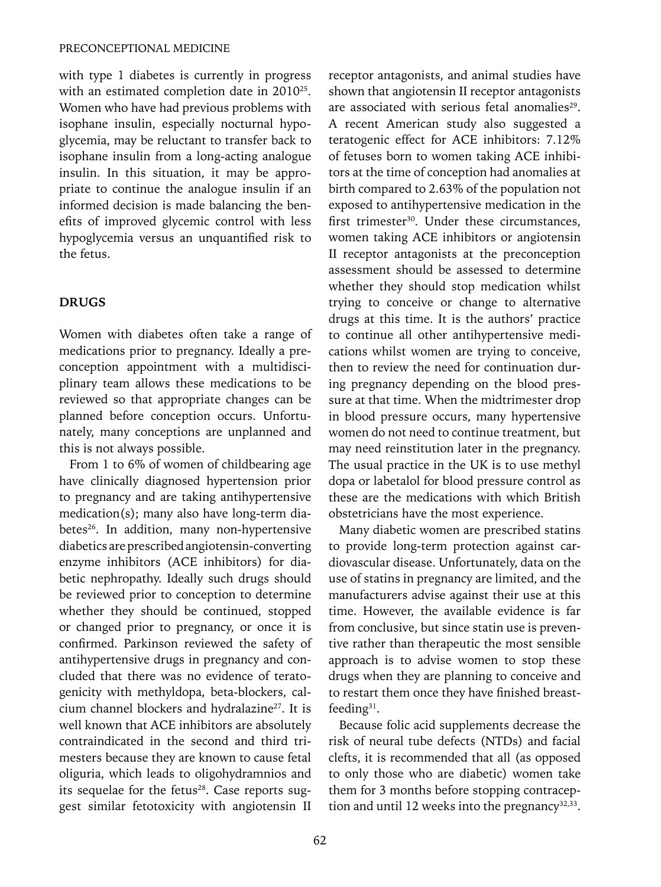with type 1 diabetes is currently in progress with an estimated completion date in 2010[25]. Women who have had previous problems with isophane insulin, especially nocturnal hypoglycemia, may be reluctant to transfer back to isophane insulin from a long-acting analogue insulin. In this situation, it may be appropriate to continue the analogue insulin if an informed decision is made balancing the benefits of improved glycemic control with less hypoglycemia versus an unquantified risk to the fetus.

## DRUGS

Women with diabetes often take a range of medications prior to pregnancy. Ideally a preconception appointment with a multidisciplinary team allows these medications to be reviewed so that appropriate changes can be planned before conception occurs. Unfortunately, many conceptions are unplanned and this is not always possible.

From 1 to 6% of women of childbearing age have clinically diagnosed hypertension prior to pregnancy and are taking antihypertensive medication(s); many also have long-term diabetes[26]. In addition, many non-hypertensive diabetics are prescribed angiotensin-converting enzyme inhibitors (ACE inhibitors) for diabetic nephropathy. Ideally such drugs should be reviewed prior to conception to determine whether they should be continued, stopped or changed prior to pregnancy, or once it is confirmed. Parkinson reviewed the safety of antihypertensive drugs in pregnancy and concluded that there was no evidence of teratogenicity with methyldopa, beta-blockers, calcium channel blockers and hydralazine[27]. It is well known that ACE inhibitors are absolutely contraindicated in the second and third trimesters because they are known to cause fetal oliguria, which leads to oligohydramnios and its sequelae for the fetus[28]. Case reports suggest similar fetotoxicity with angiotensin II receptor antagonists, and animal studies have shown that angiotensin II receptor antagonists are associated with serious fetal anomalies[29]. A recent American study also suggested a teratogenic effect for ACE inhibitors: 7.12% of fetuses born to women taking ACE inhibitors at the time of conception had anomalies at birth compared to 2.63% of the population not exposed to antihypertensive medication in the first trimester[30]. Under these circumstances, women taking ACE inhibitors or angiotensin II receptor antagonists at the preconception assessment should be assessed to determine whether they should stop medication whilst trying to conceive or change to alternative drugs at this time. It is the authors' practice to continue all other antihypertensive medications whilst women are trying to conceive, then to review the need for continuation during pregnancy depending on the blood pressure at that time. When the midtrimester drop in blood pressure occurs, many hypertensive women do not need to continue treatment, but may need reinstitution later in the pregnancy. The usual practice in the UK is to use methyl dopa or labetalol for blood pressure control as these are the medications with which British obstetricians have the most experience.

Many diabetic women are prescribed statins to provide long-term protection against cardiovascular disease. Unfortunately, data on the use of statins in pregnancy are limited, and the manufacturers advise against their use at this time. However, the available evidence is far from conclusive, but since statin use is preventive rather than therapeutic the most sensible approach is to advise women to stop these drugs when they are planning to conceive and to restart them once they have finished breastfeeding[31].

Because folic acid supplements decrease the risk of neural tube defects (NTDs) and facial clefts, it is recommended that all (as opposed to only those who are diabetic) women take them for 3 months before stopping contraception and until 12 weeks into the pregnancy[32,33].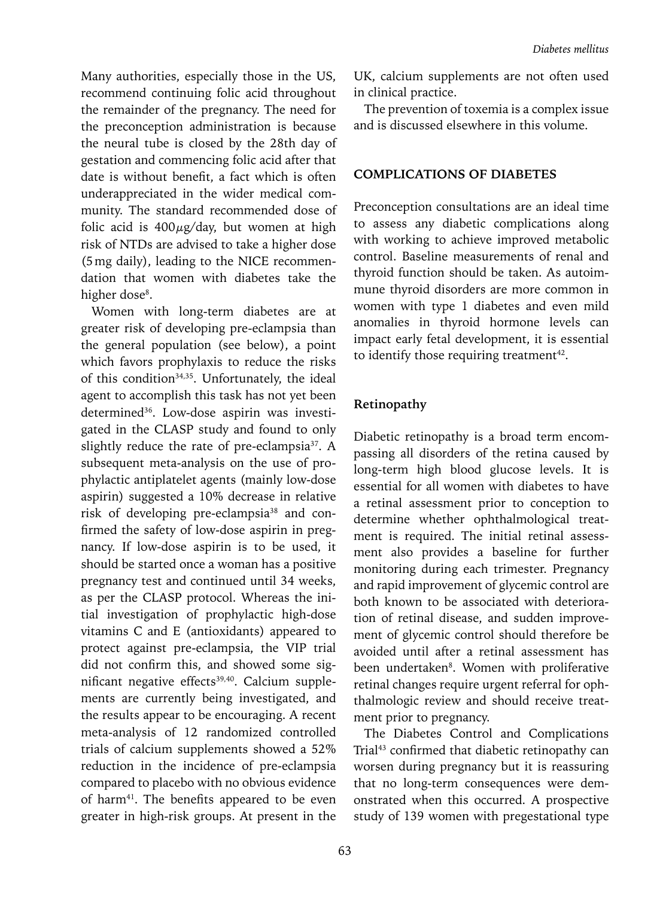Many authorities, especially those in the US, recommend continuing folic acid throughout the remainder of the pregnancy. The need for the preconception administration is because the neural tube is closed by the 28th day of gestation and commencing folic acid after that date is without benefit, a fact which is often underappreciated in the wider medical community. The standard recommended dose of folic acid is $400 \mu$g/day, but women at high risk of NTDs are advised to take a higher dose (5 mg daily), leading to the NICE recommendation that women with diabetes take the higher dose[8].

Women with long-term diabetes are at greater risk of developing pre-eclampsia than the general population (see below), a point which favors prophylaxis to reduce the risks of this condition[34,35]. Unfortunately, the ideal agent to accomplish this task has not yet been determined[36]. Low-dose aspirin was investigated in the CLASP study and found to only slightly reduce the rate of pre-eclampsia[37]. A subsequent meta-analysis on the use of prophylactic antiplatelet agents (mainly low-dose aspirin) suggested a 10% decrease in relative risk of developing pre-eclampsia[38] and confirmed the safety of low-dose aspirin in pregnancy. If low-dose aspirin is to be used, it should be started once a woman has a positive pregnancy test and continued until 34 weeks, as per the CLASP protocol. Whereas the initial investigation of prophylactic high-dose vitamins C and E (antioxidants) appeared to protect against pre-eclampsia, the VIP trial did not confirm this, and showed some significant negative effects[39,40]. Calcium supplements are currently being investigated, and the results appear to be encouraging. A recent meta-analysis of 12 randomized controlled trials of calcium supplements showed a 52% reduction in the incidence of pre-eclampsia compared to placebo with no obvious evidence of harm[41]. The benefits appeared to be even greater in high-risk groups. At present in the UK, calcium supplements are not often used in clinical practice.

The prevention of toxemia is a complex issue and is discussed elsewhere in this volume.

## COMPLICATIONS OF DIABETES

Preconception consultations are an ideal time to assess any diabetic complications along with working to achieve improved metabolic control. Baseline measurements of renal and thyroid function should be taken. As autoimmune thyroid disorders are more common in women with type 1 diabetes and even mild anomalies in thyroid hormone levels can impact early fetal development, it is essential to identify those requiring treatment[42].

### Retinopathy

Diabetic retinopathy is a broad term encompassing all disorders of the retina caused by long-term high blood glucose levels. It is essential for all women with diabetes to have a retinal assessment prior to conception to determine whether ophthalmological treatment is required. The initial retinal assessment also provides a baseline for further monitoring during each trimester. Pregnancy and rapid improvement of glycemic control are both known to be associated with deterioration of retinal disease, and sudden improvement of glycemic control should therefore be avoided until after a retinal assessment has been undertaken[8]. Women with proliferative retinal changes require urgent referral for ophthalmologic review and should receive treatment prior to pregnancy.

The Diabetes Control and Complications Trial[43] confirmed that diabetic retinopathy can worsen during pregnancy but it is reassuring that no long-term consequences were demonstrated when this occurred. A prospective study of 139 women with pregestational type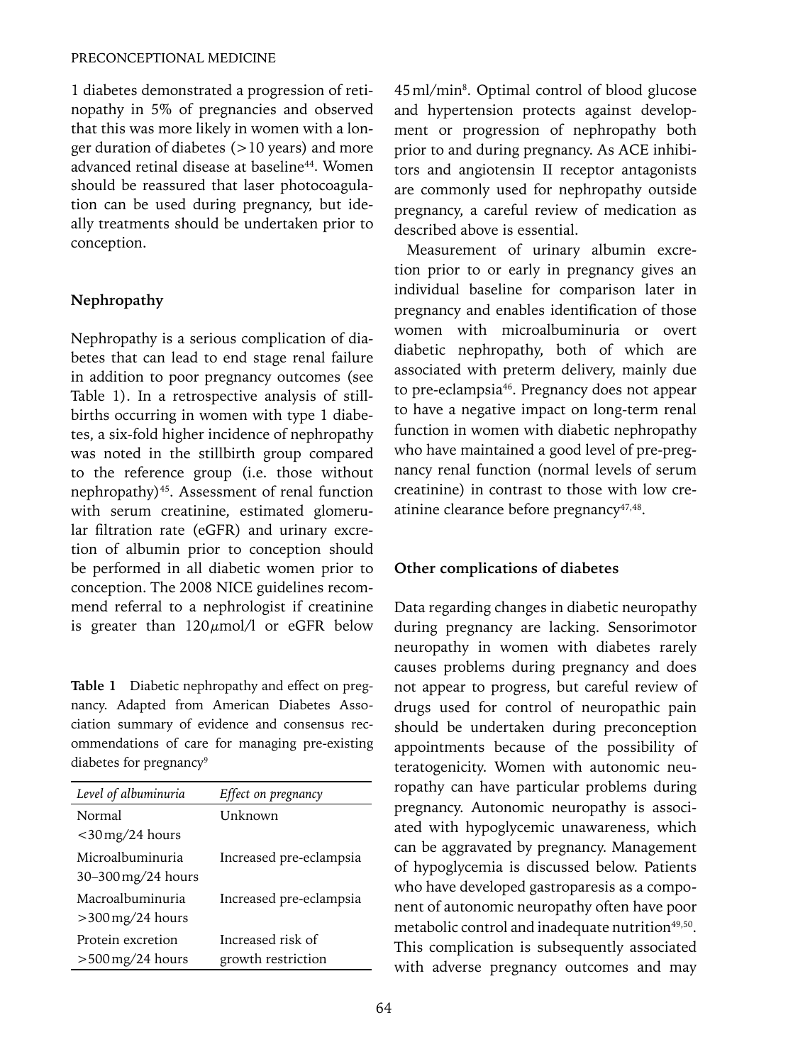1 diabetes demonstrated a progression of retinopathy in 5% of pregnancies and observed that this was more likely in women with a longer duration of diabetes (>10 years) and more advanced retinal disease at baseline[44]. Women should be reassured that laser photocoagulation can be used during pregnancy, but ideally treatments should be undertaken prior to conception.

### Nephropathy

Nephropathy is a serious complication of diabetes that can lead to end stage renal failure in addition to poor pregnancy outcomes (see Table 1). In a retrospective analysis of stillbirths occurring in women with type 1 diabetes, a six-fold higher incidence of nephropathy was noted in the stillbirth group compared to the reference group (i.e. those without nephropathy)[45]. Assessment of renal function with serum creatinine, estimated glomerular filtration rate (eGFR) and urinary excretion of albumin prior to conception should be performed in all diabetic women prior to conception. The 2008 NICE guidelines recommend referral to a nephrologist if creatinine is greater than 120 μmol/l or eGFR below 45 ml/min[8]. Optimal control of blood glucose and hypertension protects against development or progression of nephropathy both prior to and during pregnancy. As ACE inhibitors and angiotensin II receptor antagonists are commonly used for nephropathy outside pregnancy, a careful review of medication as described above is essential.

**Table 1** Diabetic nephropathy and effect on pregnancy. Adapted from American Diabetes Association summary of evidence and consensus recommendations of care for managing pre-existing diabetes for pregnancy[9]

| *Level of albuminuria* | *Effect on pregnancy* |
|---|---|
| Normal <30 mg/24 hours | Unknown |
| Microalbuminuria 30–300 mg/24 hours | Increased pre-eclampsia |
| Macroalbuminuria >300 mg/24 hours | Increased pre-eclampsia |
| Protein excretion >500 mg/24 hours | Increased risk of growth restriction |

Measurement of urinary albumin excretion prior to or early in pregnancy gives an individual baseline for comparison later in pregnancy and enables identification of those women with microalbuminuria or overt diabetic nephropathy, both of which are associated with preterm delivery, mainly due to pre-eclampsia[46]. Pregnancy does not appear to have a negative impact on long-term renal function in women with diabetic nephropathy who have maintained a good level of pre-pregnancy renal function (normal levels of serum creatinine) in contrast to those with low creatinine clearance before pregnancy[47,48].

### Other complications of diabetes

Data regarding changes in diabetic neuropathy during pregnancy are lacking. Sensorimotor neuropathy in women with diabetes rarely causes problems during pregnancy and does not appear to progress, but careful review of drugs used for control of neuropathic pain should be undertaken during preconception appointments because of the possibility of teratogenicity. Women with autonomic neuropathy can have particular problems during pregnancy. Autonomic neuropathy is associated with hypoglycemic unawareness, which can be aggravated by pregnancy. Management of hypoglycemia is discussed below. Patients who have developed gastroparesis as a component of autonomic neuropathy often have poor metabolic control and inadequate nutrition[49,50]. This complication is subsequently associated with adverse pregnancy outcomes and may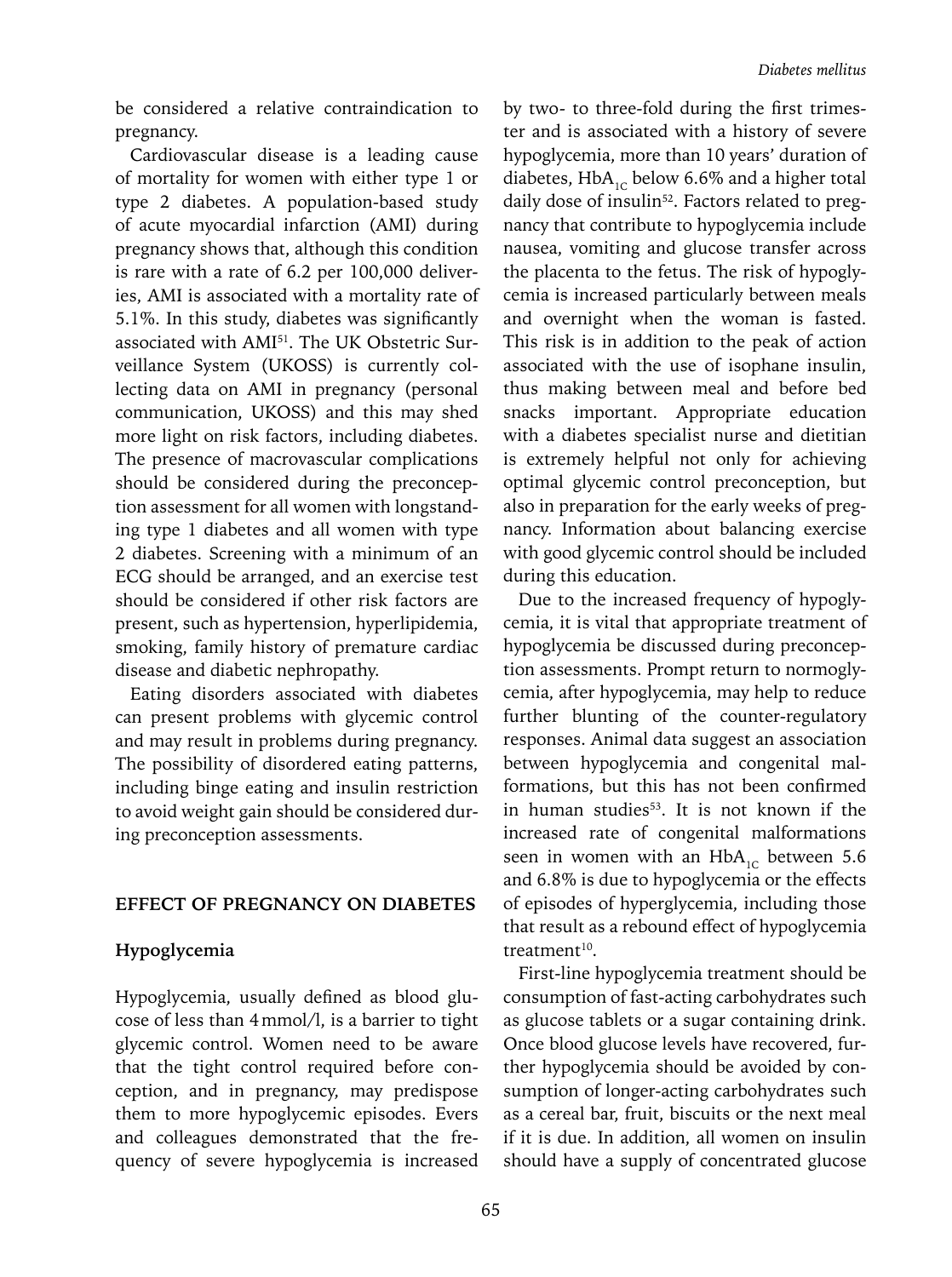be considered a relative contraindication to pregnancy.

Cardiovascular disease is a leading cause of mortality for women with either type 1 or type 2 diabetes. A population-based study of acute myocardial infarction (AMI) during pregnancy shows that, although this condition is rare with a rate of 6.2 per 100,000 deliveries, AMI is associated with a mortality rate of 5.1%. In this study, diabetes was significantly associated with AMI[51]. The UK Obstetric Surveillance System (UKOSS) is currently collecting data on AMI in pregnancy (personal communication, UKOSS) and this may shed more light on risk factors, including diabetes. The presence of macrovascular complications should be considered during the preconception assessment for all women with longstanding type 1 diabetes and all women with type 2 diabetes. Screening with a minimum of an ECG should be arranged, and an exercise test should be considered if other risk factors are present, such as hypertension, hyperlipidemia, smoking, family history of premature cardiac disease and diabetic nephropathy.

Eating disorders associated with diabetes can present problems with glycemic control and may result in problems during pregnancy. The possibility of disordered eating patterns, including binge eating and insulin restriction to avoid weight gain should be considered during preconception assessments.

## EFFECT OF PREGNANCY ON DIABETES

### Hypoglycemia

Hypoglycemia, usually defined as blood glucose of less than 4 mmol/l, is a barrier to tight glycemic control. Women need to be aware that the tight control required before conception, and in pregnancy, may predispose them to more hypoglycemic episodes. Evers and colleagues demonstrated that the frequency of severe hypoglycemia is increased by two- to three-fold during the first trimester and is associated with a history of severe hypoglycemia, more than 10 years' duration of diabetes, $HbA_{1C}$ below 6.6% and a higher total daily dose of insulin[52]. Factors related to pregnancy that contribute to hypoglycemia include nausea, vomiting and glucose transfer across the placenta to the fetus. The risk of hypoglycemia is increased particularly between meals and overnight when the woman is fasted. This risk is in addition to the peak of action associated with the use of isophane insulin, thus making between meal and before bed snacks important. Appropriate education with a diabetes specialist nurse and dietitian is extremely helpful not only for achieving optimal glycemic control preconception, but also in preparation for the early weeks of pregnancy. Information about balancing exercise with good glycemic control should be included during this education.

Due to the increased frequency of hypoglycemia, it is vital that appropriate treatment of hypoglycemia be discussed during preconception assessments. Prompt return to normoglycemia, after hypoglycemia, may help to reduce further blunting of the counter-regulatory responses. Animal data suggest an association between hypoglycemia and congenital malformations, but this has not been confirmed in human studies[53]. It is not known if the increased rate of congenital malformations seen in women with an $HbA_{1C}$ between 5.6 and 6.8% is due to hypoglycemia or the effects of episodes of hyperglycemia, including those that result as a rebound effect of hypoglycemia treatment[10].

First-line hypoglycemia treatment should be consumption of fast-acting carbohydrates such as glucose tablets or a sugar containing drink. Once blood glucose levels have recovered, further hypoglycemia should be avoided by consumption of longer-acting carbohydrates such as a cereal bar, fruit, biscuits or the next meal if it is due. In addition, all women on insulin should have a supply of concentrated glucose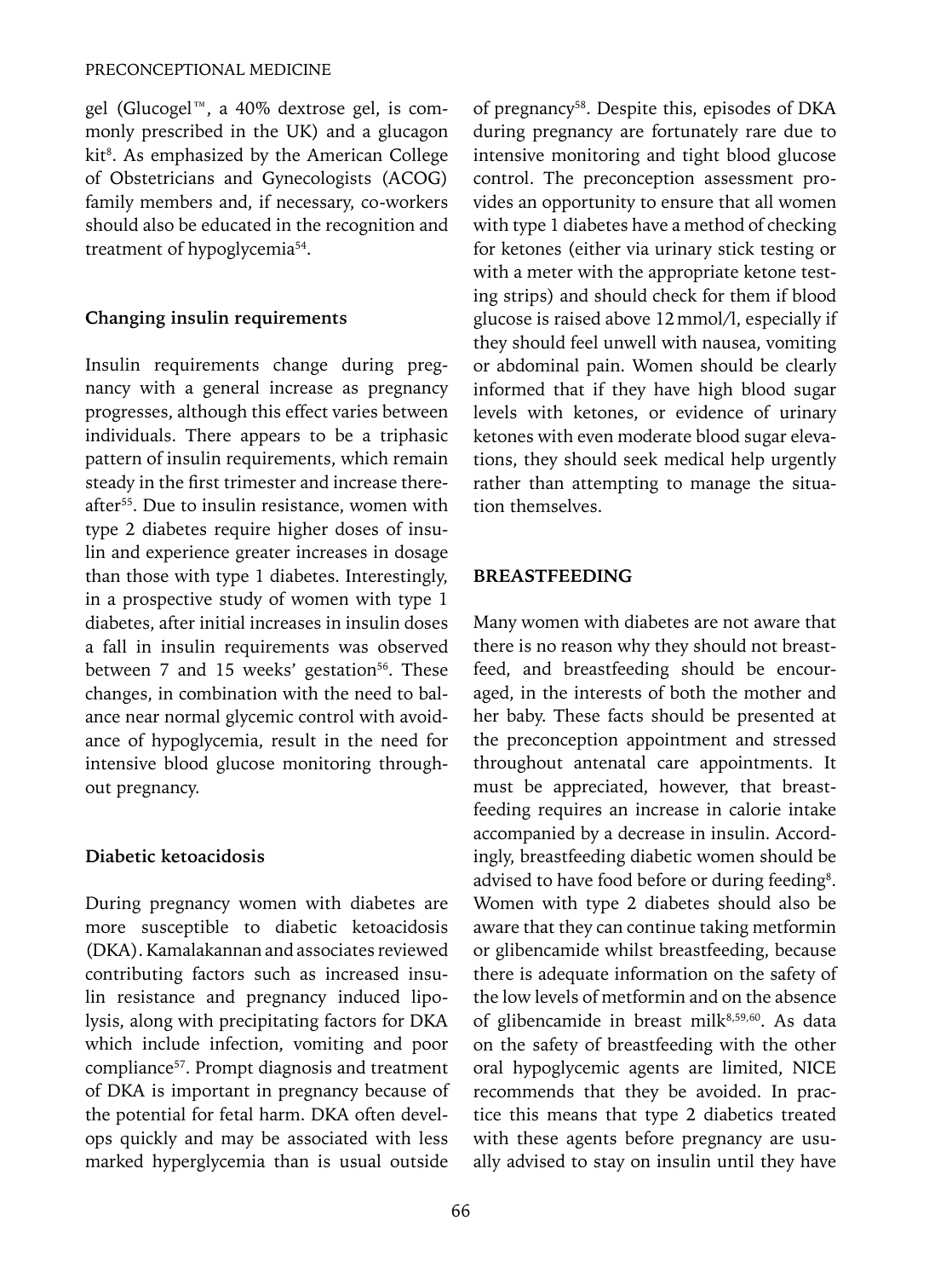gel (Glucogel™, a 40% dextrose gel, is commonly prescribed in the UK) and a glucagon kit[8]. As emphasized by the American College of Obstetricians and Gynecologists (ACOG) family members and, if necessary, co-workers should also be educated in the recognition and treatment of hypoglycemia[54].

### Changing insulin requirements

Insulin requirements change during pregnancy with a general increase as pregnancy progresses, although this effect varies between individuals. There appears to be a triphasic pattern of insulin requirements, which remain steady in the first trimester and increase thereafter[55]. Due to insulin resistance, women with type 2 diabetes require higher doses of insulin and experience greater increases in dosage than those with type 1 diabetes. Interestingly, in a prospective study of women with type 1 diabetes, after initial increases in insulin doses a fall in insulin requirements was observed between 7 and 15 weeks' gestation[56]. These changes, in combination with the need to balance near normal glycemic control with avoidance of hypoglycemia, result in the need for intensive blood glucose monitoring throughout pregnancy.

### Diabetic ketoacidosis

During pregnancy women with diabetes are more susceptible to diabetic ketoacidosis (DKA). Kamalakannan and associates reviewed contributing factors such as increased insulin resistance and pregnancy induced lipolysis, along with precipitating factors for DKA which include infection, vomiting and poor compliance[57]. Prompt diagnosis and treatment of DKA is important in pregnancy because of the potential for fetal harm. DKA often develops quickly and may be associated with less marked hyperglycemia than is usual outside of pregnancy[58]. Despite this, episodes of DKA during pregnancy are fortunately rare due to intensive monitoring and tight blood glucose control. The preconception assessment provides an opportunity to ensure that all women with type 1 diabetes have a method of checking for ketones (either via urinary stick testing or with a meter with the appropriate ketone testing strips) and should check for them if blood glucose is raised above 12 mmol/l, especially if they should feel unwell with nausea, vomiting or abdominal pain. Women should be clearly informed that if they have high blood sugar levels with ketones, or evidence of urinary ketones with even moderate blood sugar elevations, they should seek medical help urgently rather than attempting to manage the situation themselves.

## BREASTFEEDING

Many women with diabetes are not aware that there is no reason why they should not breastfeed, and breastfeeding should be encouraged, in the interests of both the mother and her baby. These facts should be presented at the preconception appointment and stressed throughout antenatal care appointments. It must be appreciated, however, that breastfeeding requires an increase in calorie intake accompanied by a decrease in insulin. Accordingly, breastfeeding diabetic women should be advised to have food before or during feeding[8]. Women with type 2 diabetes should also be aware that they can continue taking metformin or glibencamide whilst breastfeeding, because there is adequate information on the safety of the low levels of metformin and on the absence of glibencamide in breast milk[8,59,60]. As data on the safety of breastfeeding with the other oral hypoglycemic agents are limited, NICE recommends that they be avoided. In practice this means that type 2 diabetics treated with these agents before pregnancy are usually advised to stay on insulin until they have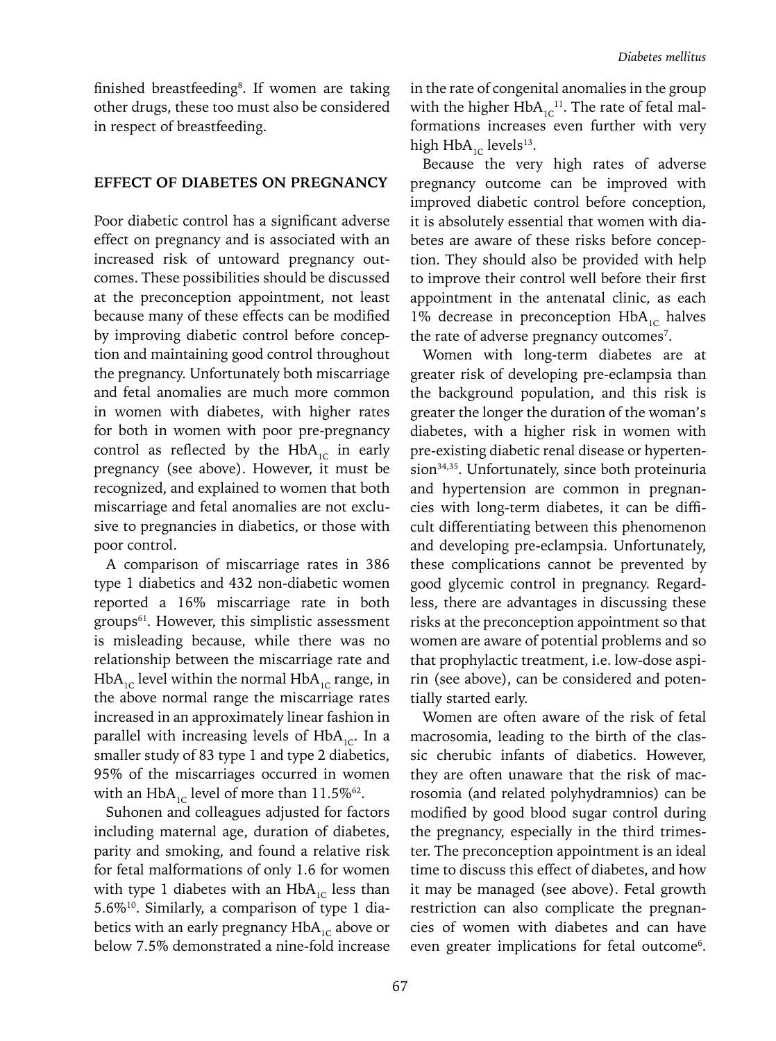finished breastfeeding[8]. If women are taking other drugs, these too must also be considered in respect of breastfeeding.

## EFFECT OF DIABETES ON PREGNANCY

Poor diabetic control has a significant adverse effect on pregnancy and is associated with an increased risk of untoward pregnancy outcomes. These possibilities should be discussed at the preconception appointment, not least because many of these effects can be modified by improving diabetic control before conception and maintaining good control throughout the pregnancy. Unfortunately both miscarriage and fetal anomalies are much more common in women with diabetes, with higher rates for both in women with poor pre-pregnancy control as reflected by the $HbA_{1C}$ in early pregnancy (see above). However, it must be recognized, and explained to women that both miscarriage and fetal anomalies are not exclusive to pregnancies in diabetics, or those with poor control.

A comparison of miscarriage rates in 386 type 1 diabetics and 432 non-diabetic women reported a 16% miscarriage rate in both groups[61]. However, this simplistic assessment is misleading because, while there was no relationship between the miscarriage rate and $HbA_{1C}$ level within the normal $HbA_{1C}$ range, in the above normal range the miscarriage rates increased in an approximately linear fashion in parallel with increasing levels of $HbA_{1C}$. In a smaller study of 83 type 1 and type 2 diabetics, 95% of the miscarriages occurred in women with an $HbA_{1C}$ level of more than 11.5%[62].

Suhonen and colleagues adjusted for factors including maternal age, duration of diabetes, parity and smoking, and found a relative risk for fetal malformations of only 1.6 for women with type 1 diabetes with an $HbA_{1C}$ less than 5.6%[10]. Similarly, a comparison of type 1 diabetics with an early pregnancy $HbA_{1C}$ above or below 7.5% demonstrated a nine-fold increase in the rate of congenital anomalies in the group with the higher $HbA_{1C}$[11]. The rate of fetal malformations increases even further with very high $HbA_{1C}$ levels[13].

Because the very high rates of adverse pregnancy outcome can be improved with improved diabetic control before conception, it is absolutely essential that women with diabetes are aware of these risks before conception. They should also be provided with help to improve their control well before their first appointment in the antenatal clinic, as each 1% decrease in preconception $HbA_{1C}$ halves the rate of adverse pregnancy outcomes[7].

Women with long-term diabetes are at greater risk of developing pre-eclampsia than the background population, and this risk is greater the longer the duration of the woman's diabetes, with a higher risk in women with pre-existing diabetic renal disease or hypertension[34,35]. Unfortunately, since both proteinuria and hypertension are common in pregnancies with long-term diabetes, it can be difficult differentiating between this phenomenon and developing pre-eclampsia. Unfortunately, these complications cannot be prevented by good glycemic control in pregnancy. Regardless, there are advantages in discussing these risks at the preconception appointment so that women are aware of potential problems and so that prophylactic treatment, i.e. low-dose aspirin (see above), can be considered and potentially started early.

Women are often aware of the risk of fetal macrosomia, leading to the birth of the classic cherubic infants of diabetics. However, they are often unaware that the risk of macrosomia (and related polyhydramnios) can be modified by good blood sugar control during the pregnancy, especially in the third trimester. The preconception appointment is an ideal time to discuss this effect of diabetes, and how it may be managed (see above). Fetal growth restriction can also complicate the pregnancies of women with diabetes and can have even greater implications for fetal outcome[6].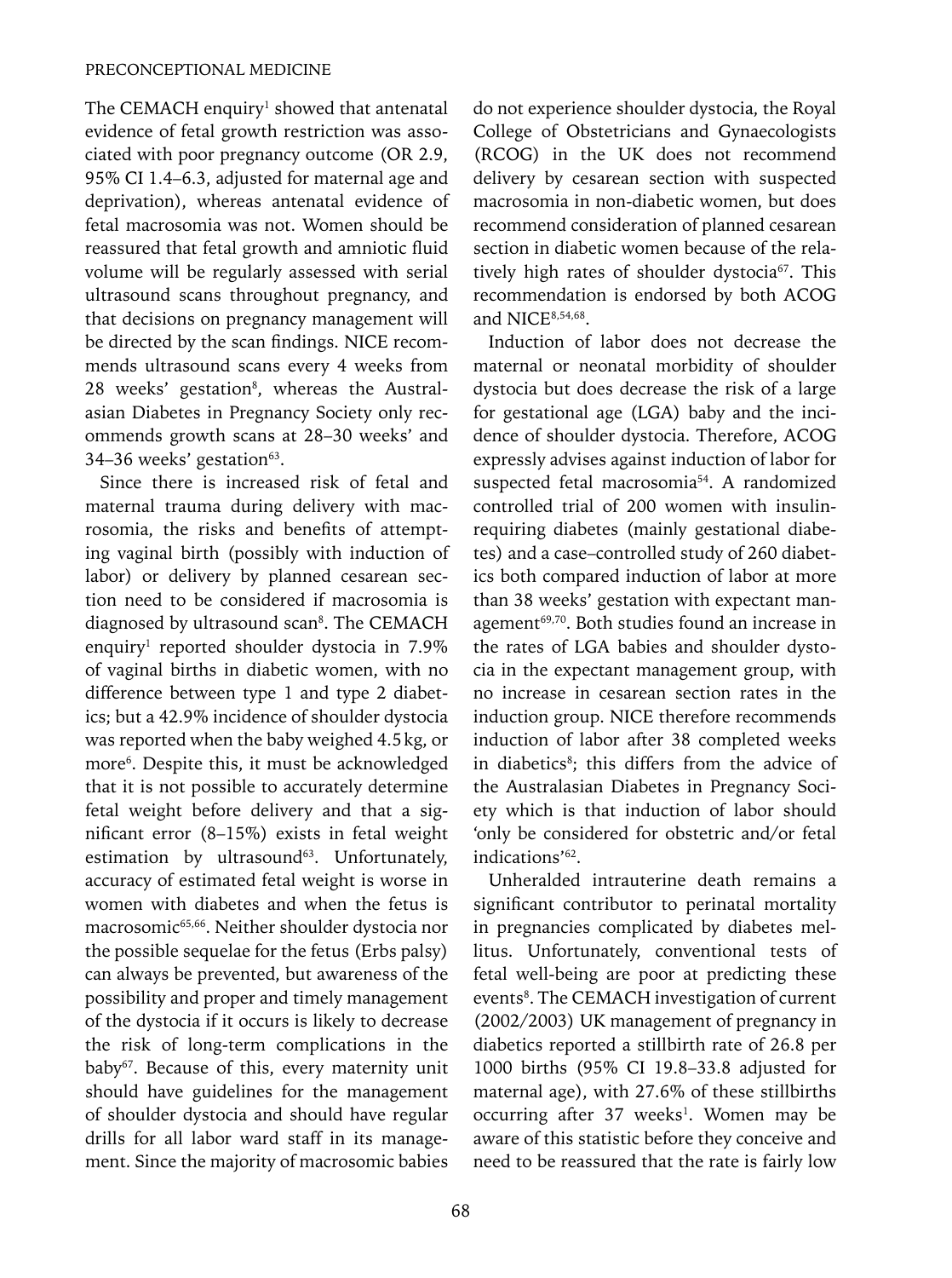The CEMACH enquiry[1] showed that antenatal evidence of fetal growth restriction was associated with poor pregnancy outcome (OR 2.9, 95% CI 1.4–6.3, adjusted for maternal age and deprivation), whereas antenatal evidence of fetal macrosomia was not. Women should be reassured that fetal growth and amniotic fluid volume will be regularly assessed with serial ultrasound scans throughout pregnancy, and that decisions on pregnancy management will be directed by the scan findings. NICE recommends ultrasound scans every 4 weeks from 28 weeks' gestation[8], whereas the Australasian Diabetes in Pregnancy Society only recommends growth scans at 28–30 weeks' and 34–36 weeks' gestation[63].

Since there is increased risk of fetal and maternal trauma during delivery with macrosomia, the risks and benefits of attempting vaginal birth (possibly with induction of labor) or delivery by planned cesarean section need to be considered if macrosomia is diagnosed by ultrasound scan[8]. The CEMACH enquiry[1] reported shoulder dystocia in 7.9% of vaginal births in diabetic women, with no difference between type 1 and type 2 diabetics; but a 42.9% incidence of shoulder dystocia was reported when the baby weighed 4.5 kg, or more[6]. Despite this, it must be acknowledged that it is not possible to accurately determine fetal weight before delivery and that a significant error (8–15%) exists in fetal weight estimation by ultrasound[63]. Unfortunately, accuracy of estimated fetal weight is worse in women with diabetes and when the fetus is macrosomic[65,66]. Neither shoulder dystocia nor the possible sequelae for the fetus (Erbs palsy) can always be prevented, but awareness of the possibility and proper and timely management of the dystocia if it occurs is likely to decrease the risk of long-term complications in the baby[67]. Because of this, every maternity unit should have guidelines for the management of shoulder dystocia and should have regular drills for all labor ward staff in its management. Since the majority of macrosomic babies do not experience shoulder dystocia, the Royal College of Obstetricians and Gynaecologists (RCOG) in the UK does not recommend delivery by cesarean section with suspected macrosomia in non-diabetic women, but does recommend consideration of planned cesarean section in diabetic women because of the relatively high rates of shoulder dystocia[67]. This recommendation is endorsed by both ACOG and NICE[8,54,68].

Induction of labor does not decrease the maternal or neonatal morbidity of shoulder dystocia but does decrease the risk of a large for gestational age (LGA) baby and the incidence of shoulder dystocia. Therefore, ACOG expressly advises against induction of labor for suspected fetal macrosomia[54]. A randomized controlled trial of 200 women with insulin-requiring diabetes (mainly gestational diabetes) and a case–controlled study of 260 diabetics both compared induction of labor at more than 38 weeks' gestation with expectant management[69,70]. Both studies found an increase in the rates of LGA babies and shoulder dystocia in the expectant management group, with no increase in cesarean section rates in the induction group. NICE therefore recommends induction of labor after 38 completed weeks in diabetics[8]; this differs from the advice of the Australasian Diabetes in Pregnancy Society which is that induction of labor should 'only be considered for obstetric and/or fetal indications'[62].

Unheralded intrauterine death remains a significant contributor to perinatal mortality in pregnancies complicated by diabetes mellitus. Unfortunately, conventional tests of fetal well-being are poor at predicting these events[8]. The CEMACH investigation of current (2002/2003) UK management of pregnancy in diabetics reported a stillbirth rate of 26.8 per 1000 births (95% CI 19.8–33.8 adjusted for maternal age), with 27.6% of these stillbirths occurring after 37 weeks[1]. Women may be aware of this statistic before they conceive and need to be reassured that the rate is fairly low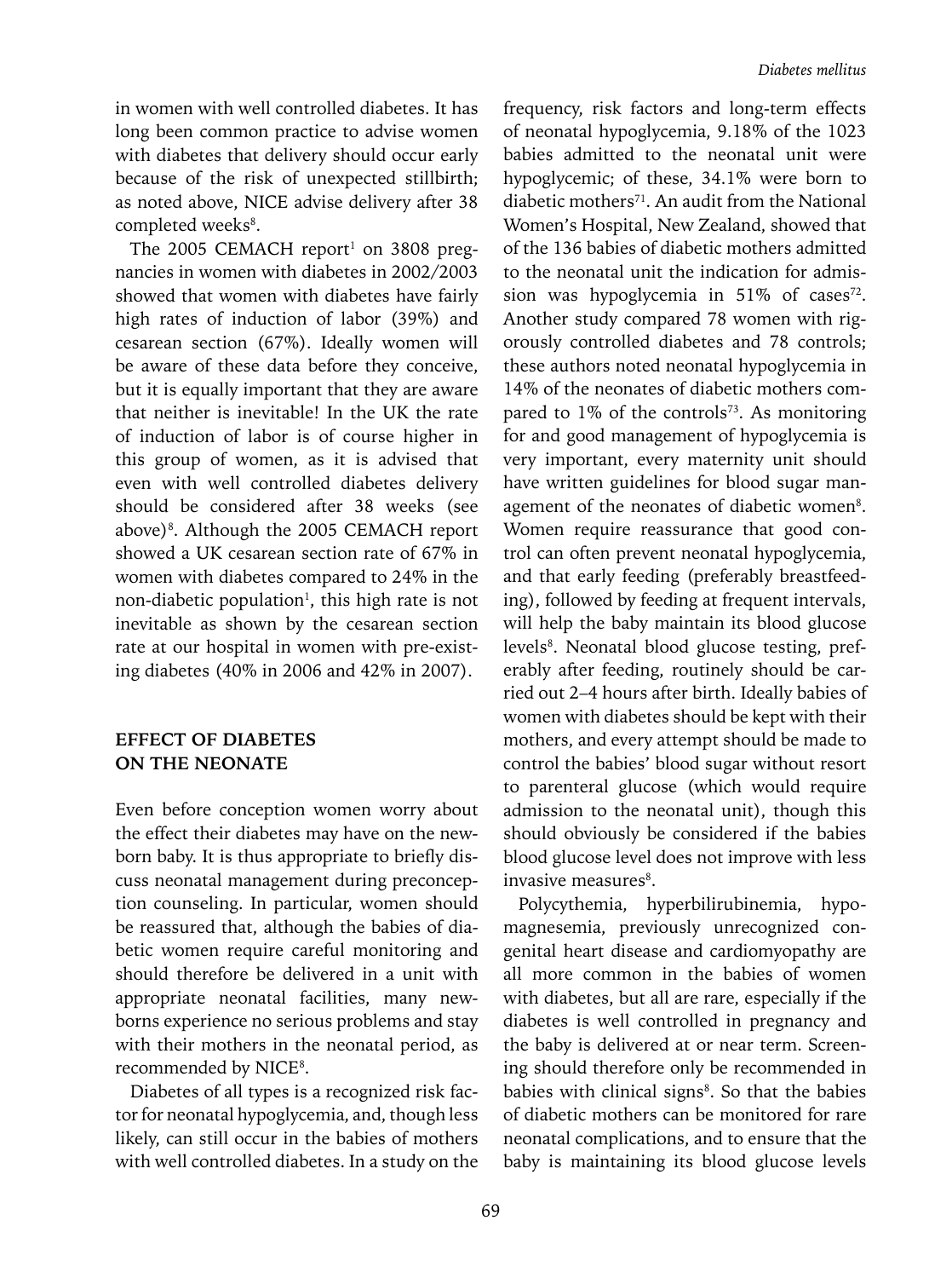in women with well controlled diabetes. It has long been common practice to advise women with diabetes that delivery should occur early because of the risk of unexpected stillbirth; as noted above, NICE advise delivery after 38 completed weeks[8].

The 2005 CEMACH report[1] on 3808 pregnancies in women with diabetes in 2002/2003 showed that women with diabetes have fairly high rates of induction of labor (39%) and cesarean section (67%). Ideally women will be aware of these data before they conceive, but it is equally important that they are aware that neither is inevitable! In the UK the rate of induction of labor is of course higher in this group of women, as it is advised that even with well controlled diabetes delivery should be considered after 38 weeks (see above)[8]. Although the 2005 CEMACH report showed a UK cesarean section rate of 67% in women with diabetes compared to 24% in the non-diabetic population[1], this high rate is not inevitable as shown by the cesarean section rate at our hospital in women with pre-existing diabetes (40% in 2006 and 42% in 2007).

## EFFECT OF DIABETES ON THE NEONATE

Even before conception women worry about the effect their diabetes may have on the newborn baby. It is thus appropriate to briefly discuss neonatal management during preconception counseling. In particular, women should be reassured that, although the babies of diabetic women require careful monitoring and should therefore be delivered in a unit with appropriate neonatal facilities, many newborns experience no serious problems and stay with their mothers in the neonatal period, as recommended by NICE[8].

Diabetes of all types is a recognized risk factor for neonatal hypoglycemia, and, though less likely, can still occur in the babies of mothers with well controlled diabetes. In a study on the frequency, risk factors and long-term effects of neonatal hypoglycemia, 9.18% of the 1023 babies admitted to the neonatal unit were hypoglycemic; of these, 34.1% were born to diabetic mothers[71]. An audit from the National Women's Hospital, New Zealand, showed that of the 136 babies of diabetic mothers admitted to the neonatal unit the indication for admission was hypoglycemia in 51% of cases[72]. Another study compared 78 women with rigorously controlled diabetes and 78 controls; these authors noted neonatal hypoglycemia in 14% of the neonates of diabetic mothers compared to 1% of the controls[73]. As monitoring for and good management of hypoglycemia is very important, every maternity unit should have written guidelines for blood sugar management of the neonates of diabetic women[8]. Women require reassurance that good control can often prevent neonatal hypoglycemia, and that early feeding (preferably breastfeeding), followed by feeding at frequent intervals, will help the baby maintain its blood glucose levels[8]. Neonatal blood glucose testing, preferably after feeding, routinely should be carried out 2–4 hours after birth. Ideally babies of women with diabetes should be kept with their mothers, and every attempt should be made to control the babies' blood sugar without resort to parenteral glucose (which would require admission to the neonatal unit), though this should obviously be considered if the babies blood glucose level does not improve with less invasive measures[8].

Polycythemia, hyperbilirubinemia, hypomagnesemia, previously unrecognized congenital heart disease and cardiomyopathy are all more common in the babies of women with diabetes, but all are rare, especially if the diabetes is well controlled in pregnancy and the baby is delivered at or near term. Screening should therefore only be recommended in babies with clinical signs[8]. So that the babies of diabetic mothers can be monitored for rare neonatal complications, and to ensure that the baby is maintaining its blood glucose levels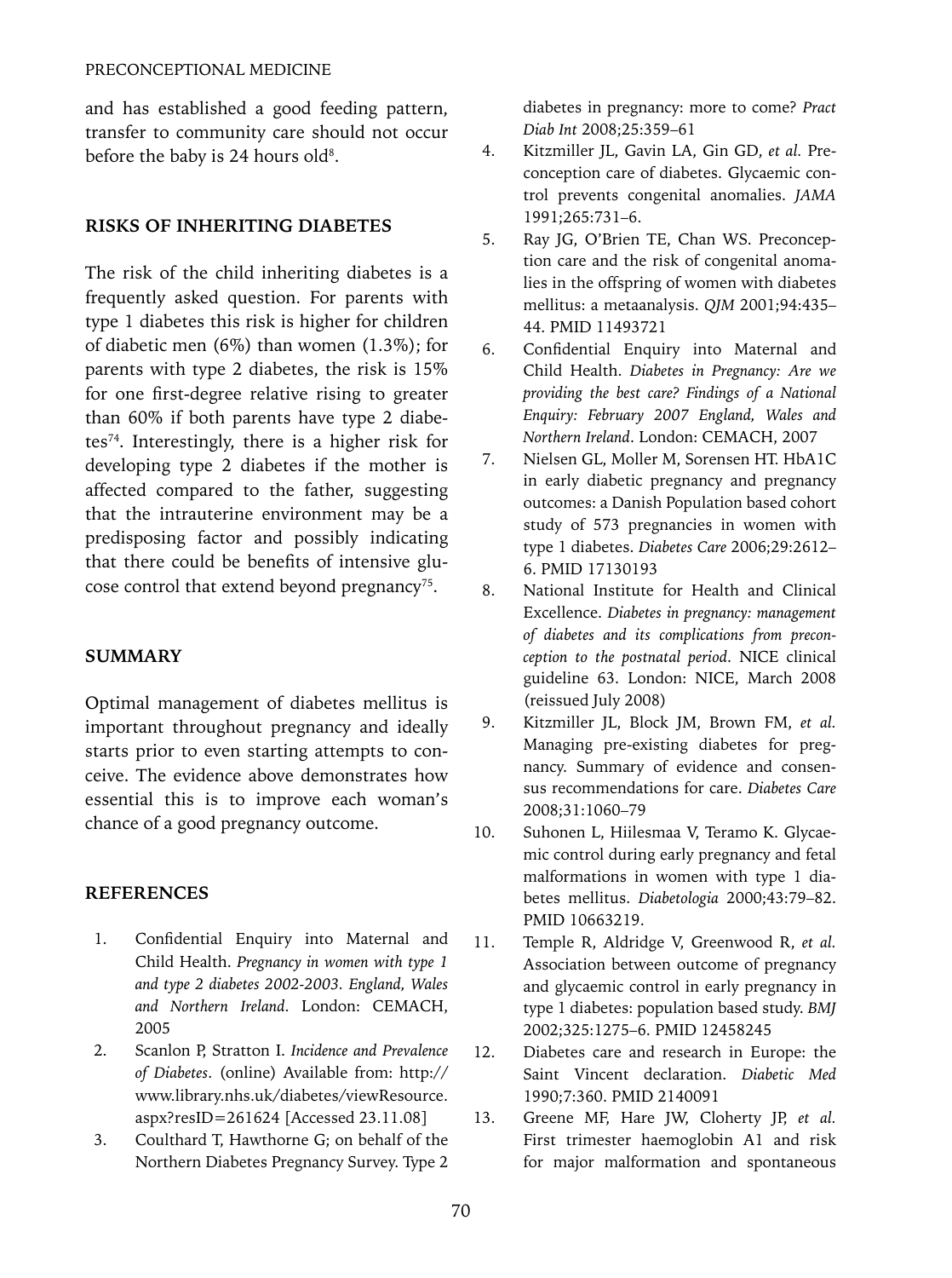and has established a good feeding pattern, transfer to community care should not occur before the baby is 24 hours old[8].

## RISKS OF INHERITING DIABETES

The risk of the child inheriting diabetes is a frequently asked question. For parents with type 1 diabetes this risk is higher for children of diabetic men (6%) than women (1.3%); for parents with type 2 diabetes, the risk is 15% for one first-degree relative rising to greater than 60% if both parents have type 2 diabetes[74]. Interestingly, there is a higher risk for developing type 2 diabetes if the mother is affected compared to the father, suggesting that the intrauterine environment may be a predisposing factor and possibly indicating that there could be benefits of intensive glucose control that extend beyond pregnancy[75].

## SUMMARY

Optimal management of diabetes mellitus is important throughout pregnancy and ideally starts prior to even starting attempts to conceive. The evidence above demonstrates how essential this is to improve each woman's chance of a good pregnancy outcome.

## REFERENCES

1. Confidential Enquiry into Maternal and Child Health. *Pregnancy in women with type 1 and type 2 diabetes 2002-2003. England, Wales and Northern Ireland*. London: CEMACH, 2005
2. Scanlon P, Stratton I. *Incidence and Prevalence of Diabetes*. (online) Available from: http://www.library.nhs.uk/diabetes/viewResource.aspx?resID=261624 [Accessed 23.11.08]
3. Coulthard T, Hawthorne G; on behalf of the Northern Diabetes Pregnancy Survey. Type 2 diabetes in pregnancy: more to come? *Pract Diab Int* 2008;25:359–61
4. Kitzmiller JL, Gavin LA, Gin GD, *et al.* Preconception care of diabetes. Glycaemic control prevents congenital anomalies. *JAMA* 1991;265:731–6.
5. Ray JG, O'Brien TE, Chan WS. Preconception care and the risk of congenital anomalies in the offspring of women with diabetes mellitus: a metaanalysis. *QJM* 2001;94:435–44. PMID 11493721
6. Confidential Enquiry into Maternal and Child Health. *Diabetes in Pregnancy: Are we providing the best care? Findings of a National Enquiry: February 2007 England, Wales and Northern Ireland*. London: CEMACH, 2007
7. Nielsen GL, Moller M, Sorensen HT. HbA1C in early diabetic pregnancy and pregnancy outcomes: a Danish Population based cohort study of 573 pregnancies in women with type 1 diabetes. *Diabetes Care* 2006;29:2612–6. PMID 17130193
8. National Institute for Health and Clinical Excellence. *Diabetes in pregnancy: management of diabetes and its complications from preconception to the postnatal period*. NICE clinical guideline 63. London: NICE, March 2008 (reissued July 2008)
9. Kitzmiller JL, Block JM, Brown FM, *et al.* Managing pre-existing diabetes for pregnancy. Summary of evidence and consensus recommendations for care. *Diabetes Care* 2008;31:1060–79
10. Suhonen L, Hiilesmaa V, Teramo K. Glycaemic control during early pregnancy and fetal malformations in women with type 1 diabetes mellitus. *Diabetologia* 2000;43:79–82. PMID 10663219.
11. Temple R, Aldridge V, Greenwood R, *et al.* Association between outcome of pregnancy and glycaemic control in early pregnancy in type 1 diabetes: population based study. *BMJ* 2002;325:1275–6. PMID 12458245
12. Diabetes care and research in Europe: the Saint Vincent declaration. *Diabetic Med* 1990;7:360. PMID 2140091
13. Greene MF, Hare JW, Cloherty JP, *et al.* First trimester haemoglobin A1 and risk for major malformation and spontaneous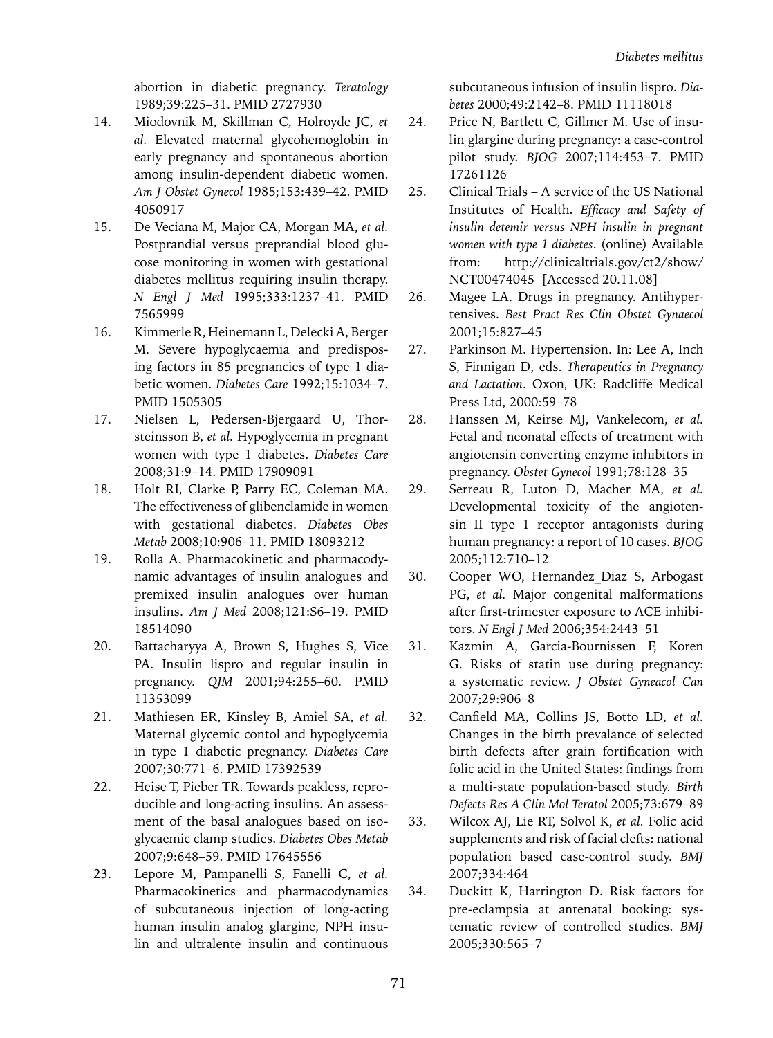abortion in diabetic pregnancy. *Teratology* 1989;39:225–31. PMID 2727930

14. Miodovnik M, Skillman C, Holroyde JC, *et al.* Elevated maternal glycohemoglobin in early pregnancy and spontaneous abortion among insulin-dependent diabetic women. *Am J Obstet Gynecol* 1985;153:439–42. PMID 4050917
15. De Veciana M, Major CA, Morgan MA, *et al.* Postprandial versus preprandial blood glucose monitoring in women with gestational diabetes mellitus requiring insulin therapy. *N Engl J Med* 1995;333:1237–41. PMID 7565999
16. Kimmerle R, Heinemann L, Delecki A, Berger M. Severe hypoglycaemia and predisposing factors in 85 pregnancies of type 1 diabetic women. *Diabetes Care* 1992;15:1034–7. PMID 1505305
17. Nielsen L, Pedersen-Bjergaard U, Thorsteinsson B, *et al.* Hypoglycemia in pregnant women with type 1 diabetes. *Diabetes Care* 2008;31:9–14. PMID 17909091
18. Holt RI, Clarke P, Parry EC, Coleman MA. The effectiveness of glibenclamide in women with gestational diabetes. *Diabetes Obes Metab* 2008;10:906–11. PMID 18093212
19. Rolla A. Pharmacokinetic and pharmacodynamic advantages of insulin analogues and premixed insulin analogues over human insulins. *Am J Med* 2008;121:S6–19. PMID 18514090
20. Battacharyya A, Brown S, Hughes S, Vice PA. Insulin lispro and regular insulin in pregnancy. *QJM* 2001;94:255–60. PMID 11353099
21. Mathiesen ER, Kinsley B, Amiel SA, *et al.* Maternal glycemic contol and hypoglycemia in type 1 diabetic pregnancy. *Diabetes Care* 2007;30:771–6. PMID 17392539
22. Heise T, Pieber TR. Towards peakless, reproducible and long-acting insulins. An assessment of the basal analogues based on isoglycaemic clamp studies. *Diabetes Obes Metab* 2007;9:648–59. PMID 17645556
23. Lepore M, Pampanelli S, Fanelli C, *et al.* Pharmacokinetics and pharmacodynamics of subcutaneous injection of long-acting human insulin analog glargine, NPH insulin and ultralente insulin and continuous subcutaneous infusion of insulin lispro. *Diabetes* 2000;49:2142–8. PMID 11118018
24. Price N, Bartlett C, Gillmer M. Use of insulin glargine during pregnancy: a case-control pilot study. *BJOG* 2007;114:453–7. PMID 17261126
25. Clinical Trials – A service of the US National Institutes of Health. *Efficacy and Safety of insulin detemir versus NPH insulin in pregnant women with type 1 diabetes*. (online) Available from: http://clinicaltrials.gov/ct2/show/NCT00474045 [Accessed 20.11.08]
26. Magee LA. Drugs in pregnancy. Antihypertensives. *Best Pract Res Clin Obstet Gynaecol* 2001;15:827–45
27. Parkinson M. Hypertension. In: Lee A, Inch S, Finnigan D, eds. *Therapeutics in Pregnancy and Lactation*. Oxon, UK: Radcliffe Medical Press Ltd, 2000:59–78
28. Hanssen M, Keirse MJ, Vankelecom, *et al.* Fetal and neonatal effects of treatment with angiotensin converting enzyme inhibitors in pregnancy. *Obstet Gynecol* 1991;78:128–35
29. Serreau R, Luton D, Macher MA, *et al.* Developmental toxicity of the angiotensin II type 1 receptor antagonists during human pregnancy: a report of 10 cases. *BJOG* 2005;112:710–12
30. Cooper WO, Hernandez_Diaz S, Arbogast PG, *et al.* Major congenital malformations after first-trimester exposure to ACE inhibitors. *N Engl J Med* 2006;354:2443–51
31. Kazmin A, Garcia-Bournissen F, Koren G. Risks of statin use during pregnancy: a systematic review. *J Obstet Gyneacol Can* 2007;29:906–8
32. Canfield MA, Collins JS, Botto LD, *et al.* Changes in the birth prevalance of selected birth defects after grain fortification with folic acid in the United States: findings from a multi-state population-based study. *Birth Defects Res A Clin Mol Teratol* 2005;73:679–89
33. Wilcox AJ, Lie RT, Solvol K, *et al.* Folic acid supplements and risk of facial clefts: national population based case-control study. *BMJ* 2007;334:464
34. Duckitt K, Harrington D. Risk factors for pre-eclampsia at antenatal booking: systematic review of controlled studies. *BMJ* 2005;330:565–7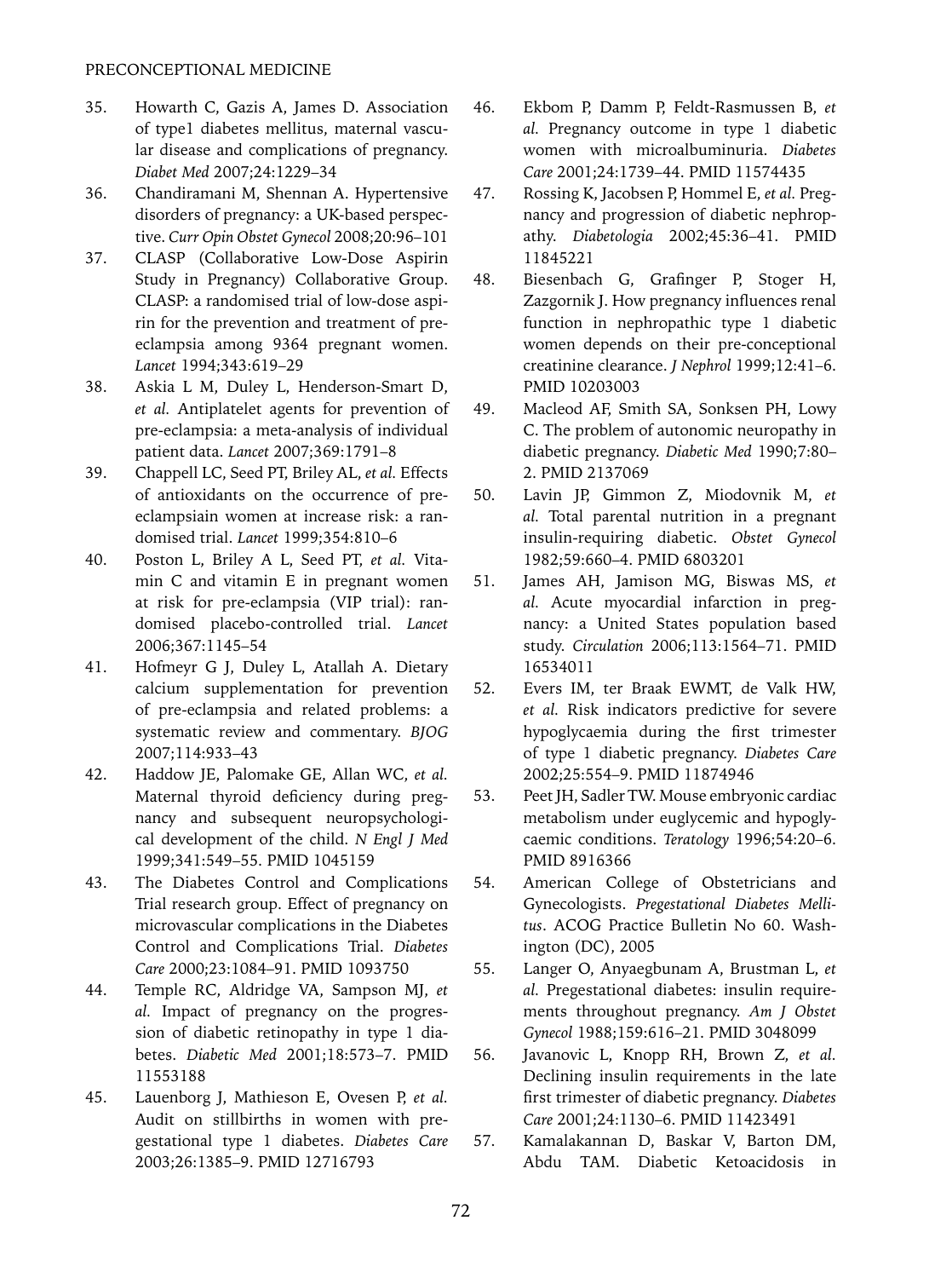35. Howarth C, Gazis A, James D. Association of type1 diabetes mellitus, maternal vascular disease and complications of pregnancy. *Diabet Med* 2007;24:1229–34
36. Chandiramani M, Shennan A. Hypertensive disorders of pregnancy: a UK-based perspective. *Curr Opin Obstet Gynecol* 2008;20:96–101
37. CLASP (Collaborative Low-Dose Aspirin Study in Pregnancy) Collaborative Group. CLASP: a randomised trial of low-dose aspirin for the prevention and treatment of pre-eclampsia among 9364 pregnant women. *Lancet* 1994;343:619–29
38. Askia L M, Duley L, Henderson-Smart D, *et al.* Antiplatelet agents for prevention of pre-eclampsia: a meta-analysis of individual patient data. *Lancet* 2007;369:1791–8
39. Chappell LC, Seed PT, Briley AL, *et al.* Effects of antioxidants on the occurrence of pre-eclampsiain women at increase risk: a randomised trial. *Lancet* 1999;354:810–6
40. Poston L, Briley A L, Seed PT, *et al.* Vitamin C and vitamin E in pregnant women at risk for pre-eclampsia (VIP trial): randomised placebo-controlled trial. *Lancet* 2006;367:1145–54
41. Hofmeyr G J, Duley L, Atallah A. Dietary calcium supplementation for prevention of pre-eclampsia and related problems: a systematic review and commentary. *BJOG* 2007;114:933–43
42. Haddow JE, Palomake GE, Allan WC, *et al.* Maternal thyroid deficiency during pregnancy and subsequent neuropsychological development of the child. *N Engl J Med* 1999;341:549–55. PMID 1045159
43. The Diabetes Control and Complications Trial research group. Effect of pregnancy on microvascular complications in the Diabetes Control and Complications Trial. *Diabetes Care* 2000;23:1084–91. PMID 1093750
44. Temple RC, Aldridge VA, Sampson MJ, *et al.* Impact of pregnancy on the progression of diabetic retinopathy in type 1 diabetes. *Diabetic Med* 2001;18:573–7. PMID 11553188
45. Lauenborg J, Mathieson E, Ovesen P, *et al.* Audit on stillbirths in women with pregestational type 1 diabetes. *Diabetes Care* 2003;26:1385–9. PMID 12716793
46. Ekbom P, Damm P, Feldt-Rasmussen B, *et al.* Pregnancy outcome in type 1 diabetic women with microalbuminuria. *Diabetes Care* 2001;24:1739–44. PMID 11574435
47. Rossing K, Jacobsen P, Hommel E, *et al.* Pregnancy and progression of diabetic nephropathy. *Diabetologia* 2002;45:36–41. PMID 11845221
48. Biesenbach G, Grafinger P, Stoger H, Zazgornik J. How pregnancy influences renal function in nephropathic type 1 diabetic women depends on their pre-conceptional creatinine clearance. *J Nephrol* 1999;12:41–6. PMID 10203003
49. Macleod AF, Smith SA, Sonksen PH, Lowy C. The problem of autonomic neuropathy in diabetic pregnancy. *Diabetic Med* 1990;7:80–2. PMID 2137069
50. Lavin JP, Gimmon Z, Miodovnik M, *et al.* Total parental nutrition in a pregnant insulin-requiring diabetic. *Obstet Gynecol* 1982;59:660–4. PMID 6803201
51. James AH, Jamison MG, Biswas MS, *et al.* Acute myocardial infarction in pregnancy: a United States population based study. *Circulation* 2006;113:1564–71. PMID 16534011
52. Evers IM, ter Braak EWMT, de Valk HW, *et al.* Risk indicators predictive for severe hypoglycaemia during the first trimester of type 1 diabetic pregnancy. *Diabetes Care* 2002;25:554–9. PMID 11874946
53. Peet JH, Sadler TW. Mouse embryonic cardiac metabolism under euglycemic and hypoglycaemic conditions. *Teratology* 1996;54:20–6. PMID 8916366
54. American College of Obstetricians and Gynecologists. *Pregestational Diabetes Mellitus*. ACOG Practice Bulletin No 60. Washington (DC), 2005
55. Langer O, Anyaegbunam A, Brustman L, *et al.* Pregestational diabetes: insulin requirements throughout pregnancy. *Am J Obstet Gynecol* 1988;159:616–21. PMID 3048099
56. Javanovic L, Knopp RH, Brown Z, *et al.* Declining insulin requirements in the late first trimester of diabetic pregnancy. *Diabetes Care* 2001;24:1130–6. PMID 11423491
57. Kamalakannan D, Baskar V, Barton DM, Abdu TAM. Diabetic Ketoacidosis in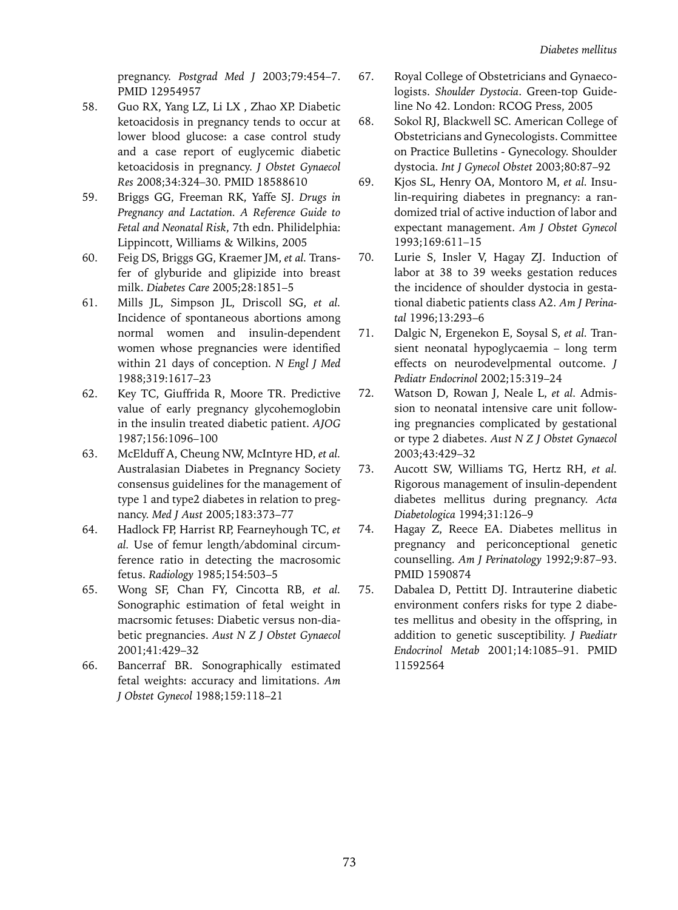pregnancy. *Postgrad Med J* 2003;79:454–7. PMID 12954957

58. Guo RX, Yang LZ, Li LX , Zhao XP. Diabetic ketoacidosis in pregnancy tends to occur at lower blood glucose: a case control study and a case report of euglycemic diabetic ketoacidosis in pregnancy. *J Obstet Gynaecol Res* 2008;34:324–30. PMID 18588610
59. Briggs GG, Freeman RK, Yaffe SJ. *Drugs in Pregnancy and Lactation. A Reference Guide to Fetal and Neonatal Risk*, 7th edn. Philidelphia: Lippincott, Williams & Wilkins, 2005
60. Feig DS, Briggs GG, Kraemer JM, *et al.* Transfer of glyburide and glipizide into breast milk. *Diabetes Care* 2005;28:1851–5
61. Mills JL, Simpson JL, Driscoll SG, *et al.* Incidence of spontaneous abortions among normal women and insulin-dependent women whose pregnancies were identified within 21 days of conception. *N Engl J Med* 1988;319:1617–23
62. Key TC, Giuffrida R, Moore TR. Predictive value of early pregnancy glycohemoglobin in the insulin treated diabetic patient. *AJOG* 1987;156:1096–100
63. McElduff A, Cheung NW, McIntyre HD, *et al.* Australasian Diabetes in Pregnancy Society consensus guidelines for the management of type 1 and type2 diabetes in relation to pregnancy. *Med J Aust* 2005;183:373–77
64. Hadlock FP, Harrist RP, Fearneyhough TC, *et al.* Use of femur length/abdominal circumference ratio in detecting the macrosomic fetus. *Radiology* 1985;154:503–5
65. Wong SF, Chan FY, Cincotta RB, *et al.* Sonographic estimation of fetal weight in macrsomic fetuses: Diabetic versus non-diabetic pregnancies. *Aust N Z J Obstet Gynaecol* 2001;41:429–32
66. Bancerraf BR. Sonographically estimated fetal weights: accuracy and limitations. *Am J Obstet Gynecol* 1988;159:118–21
67. Royal College of Obstetricians and Gynaecologists. *Shoulder Dystocia*. Green-top Guideline No 42. London: RCOG Press, 2005
68. Sokol RJ, Blackwell SC. American College of Obstetricians and Gynecologists. Committee on Practice Bulletins - Gynecology. Shoulder dystocia. *Int J Gynecol Obstet* 2003;80:87–92
69. Kjos SL, Henry OA, Montoro M, *et al.* Insulin-requiring diabetes in pregnancy: a randomized trial of active induction of labor and expectant management. *Am J Obstet Gynecol* 1993;169:611–15
70. Lurie S, Insler V, Hagay ZJ. Induction of labor at 38 to 39 weeks gestation reduces the incidence of shoulder dystocia in gestational diabetic patients class A2. *Am J Perinatal* 1996;13:293–6
71. Dalgic N, Ergenekon E, Soysal S, *et al.* Transient neonatal hypoglycaemia – long term effects on neurodevelpmental outcome. *J Pediatr Endocrinol* 2002;15:319–24
72. Watson D, Rowan J, Neale L, *et al.* Admission to neonatal intensive care unit following pregnancies complicated by gestational or type 2 diabetes. *Aust N Z J Obstet Gynaecol* 2003;43:429–32
73. Aucott SW, Williams TG, Hertz RH, *et al.* Rigorous management of insulin-dependent diabetes mellitus during pregnancy. *Acta Diabetologica* 1994;31:126–9
74. Hagay Z, Reece EA. Diabetes mellitus in pregnancy and periconceptional genetic counselling. *Am J Perinatology* 1992;9:87–93. PMID 1590874
75. Dabalea D, Pettitt DJ. Intrauterine diabetic environment confers risks for type 2 diabetes mellitus and obesity in the offspring, in addition to genetic susceptibility. *J Paediatr Endocrinol Metab* 2001;14:1085–91. PMID 11592564